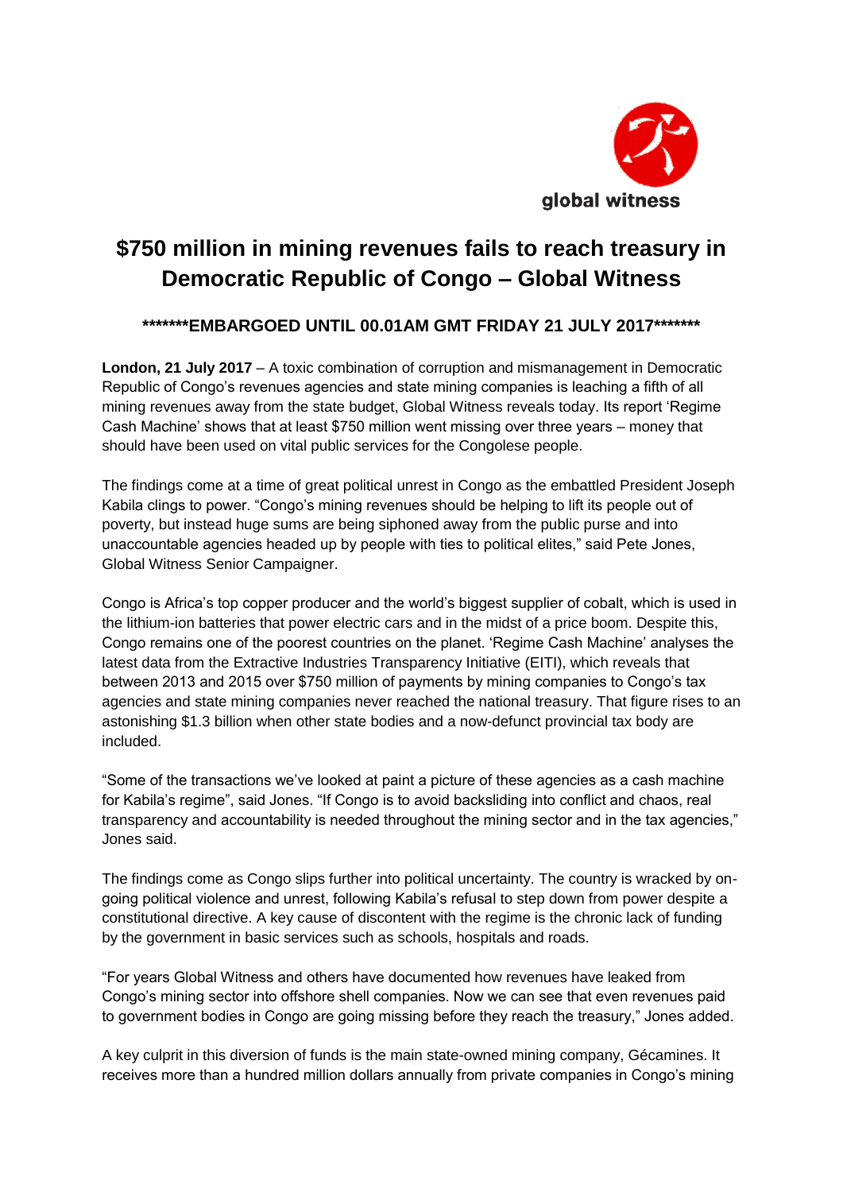global witness

# $750 million in mining revenues fails to reach treasury in Democratic Republic of Congo – Global Witness

**\*\*\*\*\*\*\*EMBARGOED UNTIL 00.01AM GMT FRIDAY 21 JULY 2017\*\*\*\*\*\*\***

**London, 21 July 2017** – A toxic combination of corruption and mismanagement in Democratic Republic of Congo's revenues agencies and state mining companies is leaching a fifth of all mining revenues away from the state budget, Global Witness reveals today. Its report 'Regime Cash Machine' shows that at least $750 million went missing over three years – money that should have been used on vital public services for the Congolese people.

The findings come at a time of great political unrest in Congo as the embattled President Joseph Kabila clings to power. "Congo's mining revenues should be helping to lift its people out of poverty, but instead huge sums are being siphoned away from the public purse and into unaccountable agencies headed up by people with ties to political elites," said Pete Jones, Global Witness Senior Campaigner.

Congo is Africa's top copper producer and the world's biggest supplier of cobalt, which is used in the lithium-ion batteries that power electric cars and in the midst of a price boom. Despite this, Congo remains one of the poorest countries on the planet. 'Regime Cash Machine' analyses the latest data from the Extractive Industries Transparency Initiative (EITI), which reveals that between 2013 and 2015 over $750 million of payments by mining companies to Congo's tax agencies and state mining companies never reached the national treasury. That figure rises to an astonishing $1.3 billion when other state bodies and a now-defunct provincial tax body are included.

"Some of the transactions we've looked at paint a picture of these agencies as a cash machine for Kabila's regime", said Jones. "If Congo is to avoid backsliding into conflict and chaos, real transparency and accountability is needed throughout the mining sector and in the tax agencies," Jones said.

The findings come as Congo slips further into political uncertainty. The country is wracked by on-going political violence and unrest, following Kabila's refusal to step down from power despite a constitutional directive. A key cause of discontent with the regime is the chronic lack of funding by the government in basic services such as schools, hospitals and roads.

"For years Global Witness and others have documented how revenues have leaked from Congo's mining sector into offshore shell companies. Now we can see that even revenues paid to government bodies in Congo are going missing before they reach the treasury," Jones added.

A key culprit in this diversion of funds is the main state-owned mining company, Gécamines. It receives more than a hundred million dollars annually from private companies in Congo's mining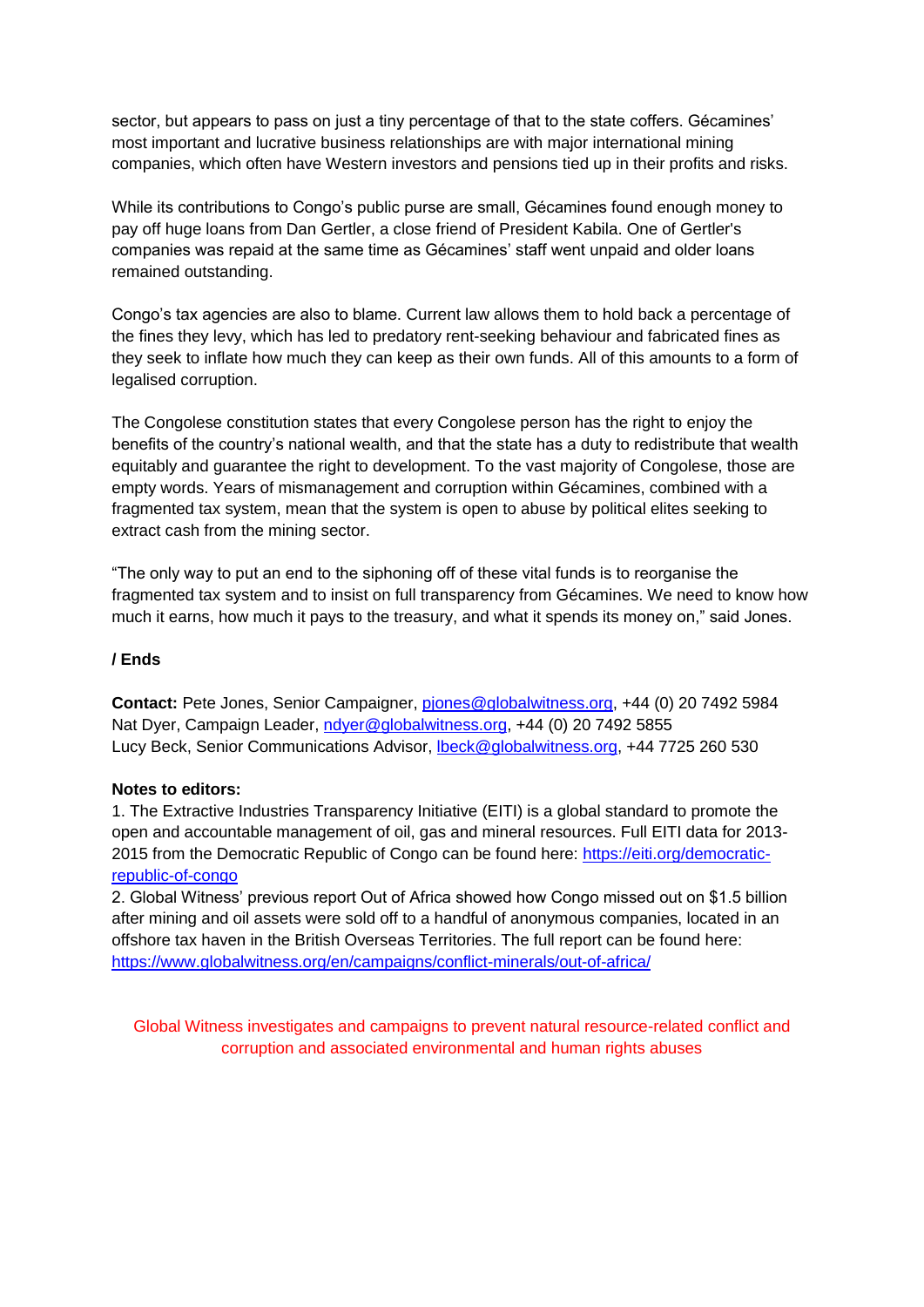sector, but appears to pass on just a tiny percentage of that to the state coffers. Gécamines' most important and lucrative business relationships are with major international mining companies, which often have Western investors and pensions tied up in their profits and risks.

While its contributions to Congo's public purse are small, Gécamines found enough money to pay off huge loans from Dan Gertler, a close friend of President Kabila. One of Gertler's companies was repaid at the same time as Gécamines' staff went unpaid and older loans remained outstanding.

Congo's tax agencies are also to blame. Current law allows them to hold back a percentage of the fines they levy, which has led to predatory rent-seeking behaviour and fabricated fines as they seek to inflate how much they can keep as their own funds. All of this amounts to a form of legalised corruption.

The Congolese constitution states that every Congolese person has the right to enjoy the benefits of the country's national wealth, and that the state has a duty to redistribute that wealth equitably and guarantee the right to development. To the vast majority of Congolese, those are empty words. Years of mismanagement and corruption within Gécamines, combined with a fragmented tax system, mean that the system is open to abuse by political elites seeking to extract cash from the mining sector.

"The only way to put an end to the siphoning off of these vital funds is to reorganise the fragmented tax system and to insist on full transparency from Gécamines. We need to know how much it earns, how much it pays to the treasury, and what it spends its money on," said Jones.

**/ Ends**

**Contact:** Pete Jones, Senior Campaigner, pjones@globalwitness.org, +44 (0) 20 7492 5984
Nat Dyer, Campaign Leader, ndyer@globalwitness.org, +44 (0) 20 7492 5855
Lucy Beck, Senior Communications Advisor, lbeck@globalwitness.org, +44 7725 260 530

**Notes to editors:**

1. The Extractive Industries Transparency Initiative (EITI) is a global standard to promote the open and accountable management of oil, gas and mineral resources. Full EITI data for 2013-2015 from the Democratic Republic of Congo can be found here: https://eiti.org/democratic-republic-of-congo
2. Global Witness' previous report Out of Africa showed how Congo missed out on $1.5 billion after mining and oil assets were sold off to a handful of anonymous companies, located in an offshore tax haven in the British Overseas Territories. The full report can be found here: https://www.globalwitness.org/en/campaigns/conflict-minerals/out-of-africa/

Global Witness investigates and campaigns to prevent natural resource-related conflict and corruption and associated environmental and human rights abuses